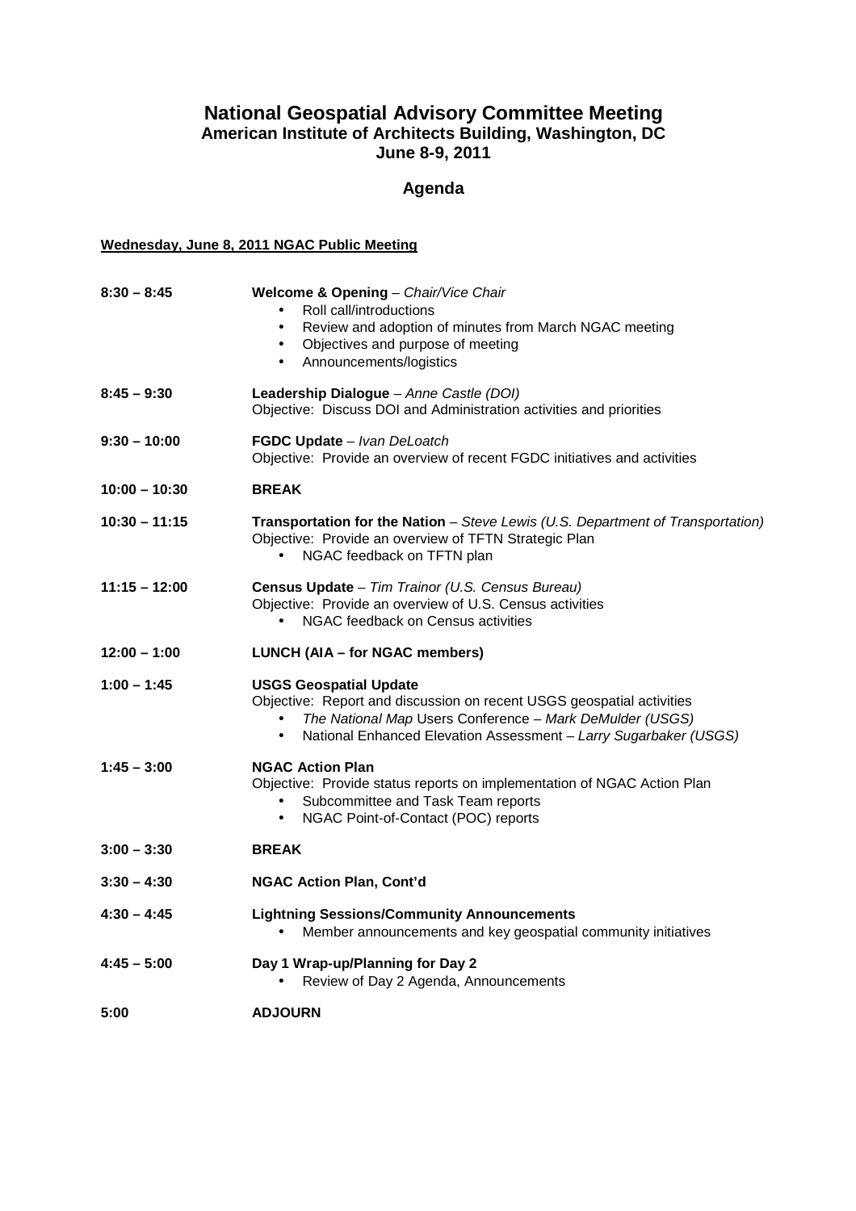# National Geospatial Advisory Committee Meeting

**American Institute of Architects Building, Washington, DC**
**June 8-9, 2011**

## Agenda

**Wednesday, June 8, 2011 NGAC Public Meeting**

**8:30 – 8:45** **Welcome & Opening** – *Chair/Vice Chair*
- Roll call/introductions
- Review and adoption of minutes from March NGAC meeting
- Objectives and purpose of meeting
- Announcements/logistics

**8:45 – 9:30** **Leadership Dialogue** – *Anne Castle (DOI)*
Objective: Discuss DOI and Administration activities and priorities

**9:30 – 10:00** **FGDC Update** – *Ivan DeLoatch*
Objective: Provide an overview of recent FGDC initiatives and activities

**10:00 – 10:30** **BREAK**

**10:30 – 11:15** **Transportation for the Nation** – *Steve Lewis (U.S. Department of Transportation)*
Objective: Provide an overview of TFTN Strategic Plan
- NGAC feedback on TFTN plan

**11:15 – 12:00** **Census Update** – *Tim Trainor (U.S. Census Bureau)*
Objective: Provide an overview of U.S. Census activities
- NGAC feedback on Census activities

**12:00 – 1:00** **LUNCH (AIA – for NGAC members)**

**1:00 – 1:45** **USGS Geospatial Update**
Objective: Report and discussion on recent USGS geospatial activities
- *The National Map* Users Conference – *Mark DeMulder (USGS)*
- National Enhanced Elevation Assessment – *Larry Sugarbaker (USGS)*

**1:45 – 3:00** **NGAC Action Plan**
Objective: Provide status reports on implementation of NGAC Action Plan
- Subcommittee and Task Team reports
- NGAC Point-of-Contact (POC) reports

**3:00 – 3:30** **BREAK**

**3:30 – 4:30** **NGAC Action Plan, Cont'd**

**4:30 – 4:45** **Lightning Sessions/Community Announcements**
- Member announcements and key geospatial community initiatives

**4:45 – 5:00** **Day 1 Wrap-up/Planning for Day 2**
- Review of Day 2 Agenda, Announcements

**5:00** **ADJOURN**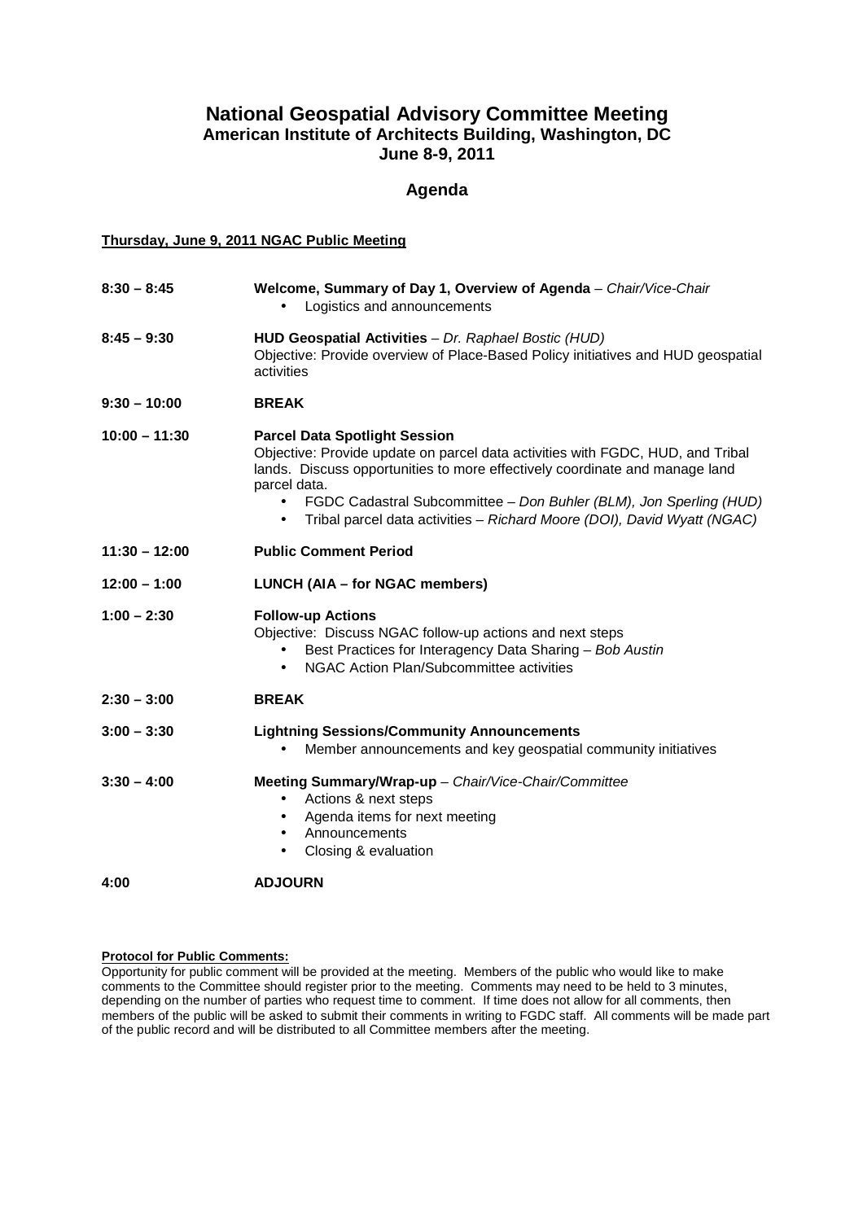# National Geospatial Advisory Committee Meeting
## American Institute of Architects Building, Washington, DC
## June 8-9, 2011

## Agenda

**Thursday, June 9, 2011 NGAC Public Meeting**

**8:30 – 8:45** **Welcome, Summary of Day 1, Overview of Agenda** – *Chair/Vice-Chair*

- Logistics and announcements

**8:45 – 9:30** **HUD Geospatial Activities** – *Dr. Raphael Bostic (HUD)*
Objective: Provide overview of Place-Based Policy initiatives and HUD geospatial activities

**9:30 – 10:00** **BREAK**

**10:00 – 11:30** **Parcel Data Spotlight Session**
Objective: Provide update on parcel data activities with FGDC, HUD, and Tribal lands. Discuss opportunities to more effectively coordinate and manage land parcel data.

- FGDC Cadastral Subcommittee – *Don Buhler (BLM), Jon Sperling (HUD)*
- Tribal parcel data activities – *Richard Moore (DOI), David Wyatt (NGAC)*

**11:30 – 12:00** **Public Comment Period**

**12:00 – 1:00** **LUNCH (AIA – for NGAC members)**

**1:00 – 2:30** **Follow-up Actions**
Objective: Discuss NGAC follow-up actions and next steps

- Best Practices for Interagency Data Sharing – *Bob Austin*
- NGAC Action Plan/Subcommittee activities

**2:30 – 3:00** **BREAK**

**3:00 – 3:30** **Lightning Sessions/Community Announcements**

- Member announcements and key geospatial community initiatives

**3:30 – 4:00** **Meeting Summary/Wrap-up** – *Chair/Vice-Chair/Committee*

- Actions & next steps
- Agenda items for next meeting
- Announcements
- Closing & evaluation

**4:00** **ADJOURN**

**Protocol for Public Comments:**
Opportunity for public comment will be provided at the meeting. Members of the public who would like to make comments to the Committee should register prior to the meeting. Comments may need to be held to 3 minutes, depending on the number of parties who request time to comment. If time does not allow for all comments, then members of the public will be asked to submit their comments in writing to FGDC staff. All comments will be made part of the public record and will be distributed to all Committee members after the meeting.